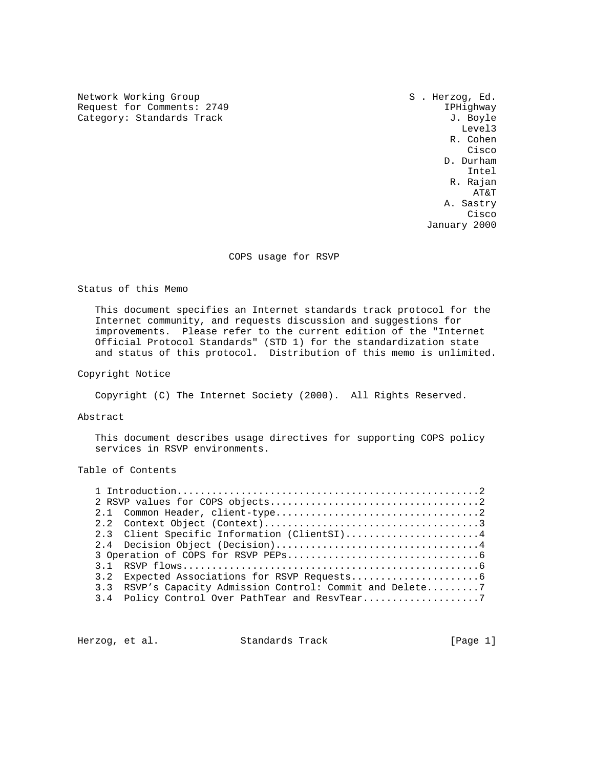Network Working Group S . Herzog, Ed.
Request for Comments: 2749 IPHighway
Category: Standards Track J. Boyle
Level3
R. Cohen
Cisco
D. Durham
Intel
R. Rajan
AT&T
A. Sastry
Cisco
January 2000

# COPS usage for RSVP

## Status of this Memo

This document specifies an Internet standards track protocol for the Internet community, and requests discussion and suggestions for improvements. Please refer to the current edition of the "Internet Official Protocol Standards" (STD 1) for the standardization state and status of this protocol. Distribution of this memo is unlimited.

## Copyright Notice

Copyright (C) The Internet Society (2000). All Rights Reserved.

## Abstract

This document describes usage directives for supporting COPS policy services in RSVP environments.

## Table of Contents

```
1 Introduction....................................................2
2 RSVP values for COPS objects....................................2
2.1  Common Header, client-type...................................2
2.2  Context Object (Context).....................................3
2.3  Client Specific Information (ClientSI).......................4
2.4  Decision Object (Decision)...................................4
3 Operation of COPS for RSVP PEPs.................................6
3.1  RSVP flows...................................................6
3.2  Expected Associations for RSVP Requests......................6
3.3  RSVP's Capacity Admission Control: Commit and Delete.........7
3.4  Policy Control Over PathTear and ResvTear....................7
```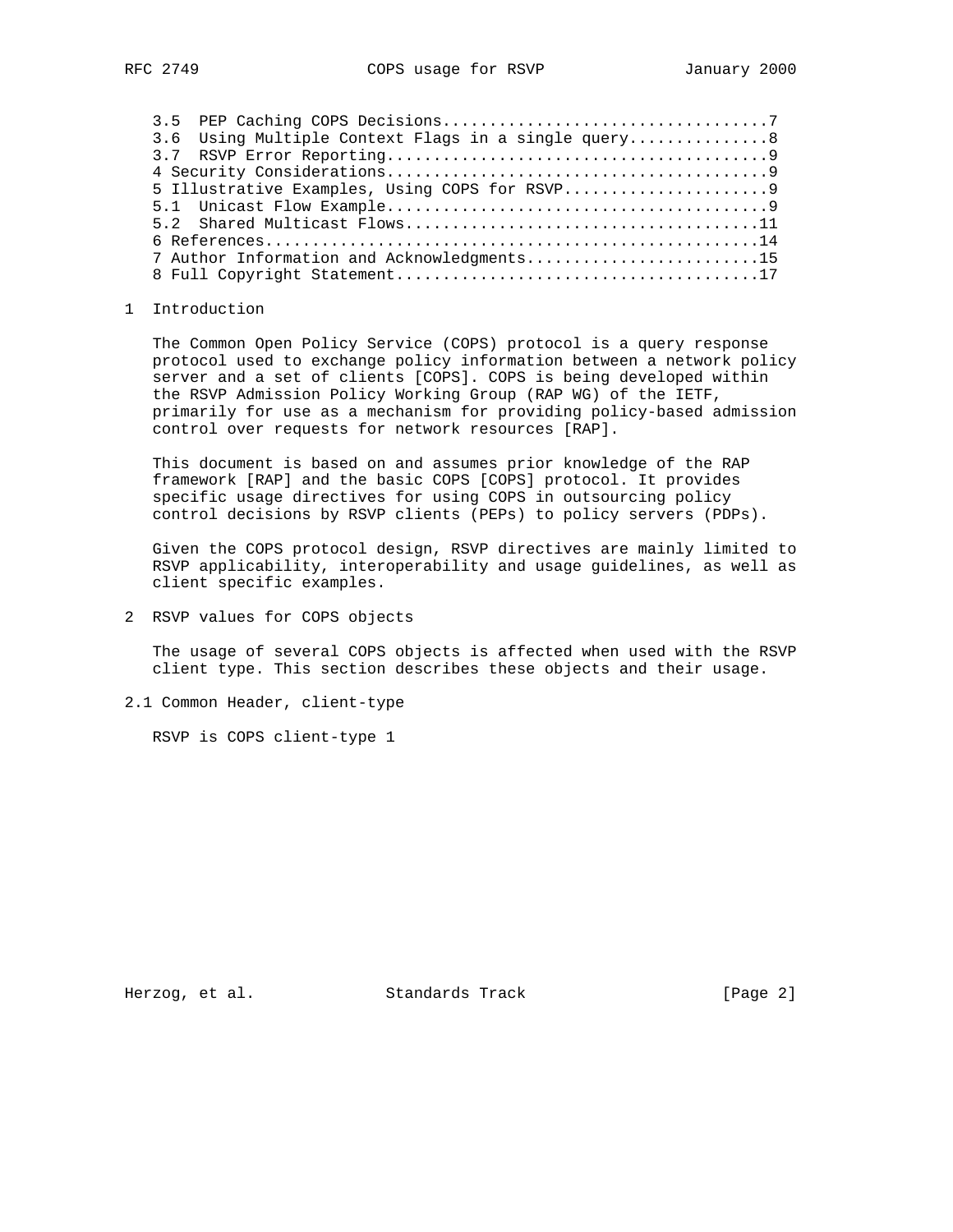3.5  PEP Caching COPS Decisions..................................7
3.6  Using Multiple Context Flags in a single query..............8
3.7  RSVP Error Reporting........................................9
4 Security Considerations........................................9
5 Illustrative Examples, Using COPS for RSVP.....................9
5.1  Unicast Flow Example........................................9
5.2  Shared Multicast Flows.....................................11
6 References....................................................14
7 Author Information and Acknowledgments........................15
8 Full Copyright Statement......................................17

## 1 Introduction

The Common Open Policy Service (COPS) protocol is a query response protocol used to exchange policy information between a network policy server and a set of clients [COPS]. COPS is being developed within the RSVP Admission Policy Working Group (RAP WG) of the IETF, primarily for use as a mechanism for providing policy-based admission control over requests for network resources [RAP].

This document is based on and assumes prior knowledge of the RAP framework [RAP] and the basic COPS [COPS] protocol. It provides specific usage directives for using COPS in outsourcing policy control decisions by RSVP clients (PEPs) to policy servers (PDPs).

Given the COPS protocol design, RSVP directives are mainly limited to RSVP applicability, interoperability and usage guidelines, as well as client specific examples.

## 2 RSVP values for COPS objects

The usage of several COPS objects is affected when used with the RSVP client type. This section describes these objects and their usage.

### 2.1 Common Header, client-type

RSVP is COPS client-type 1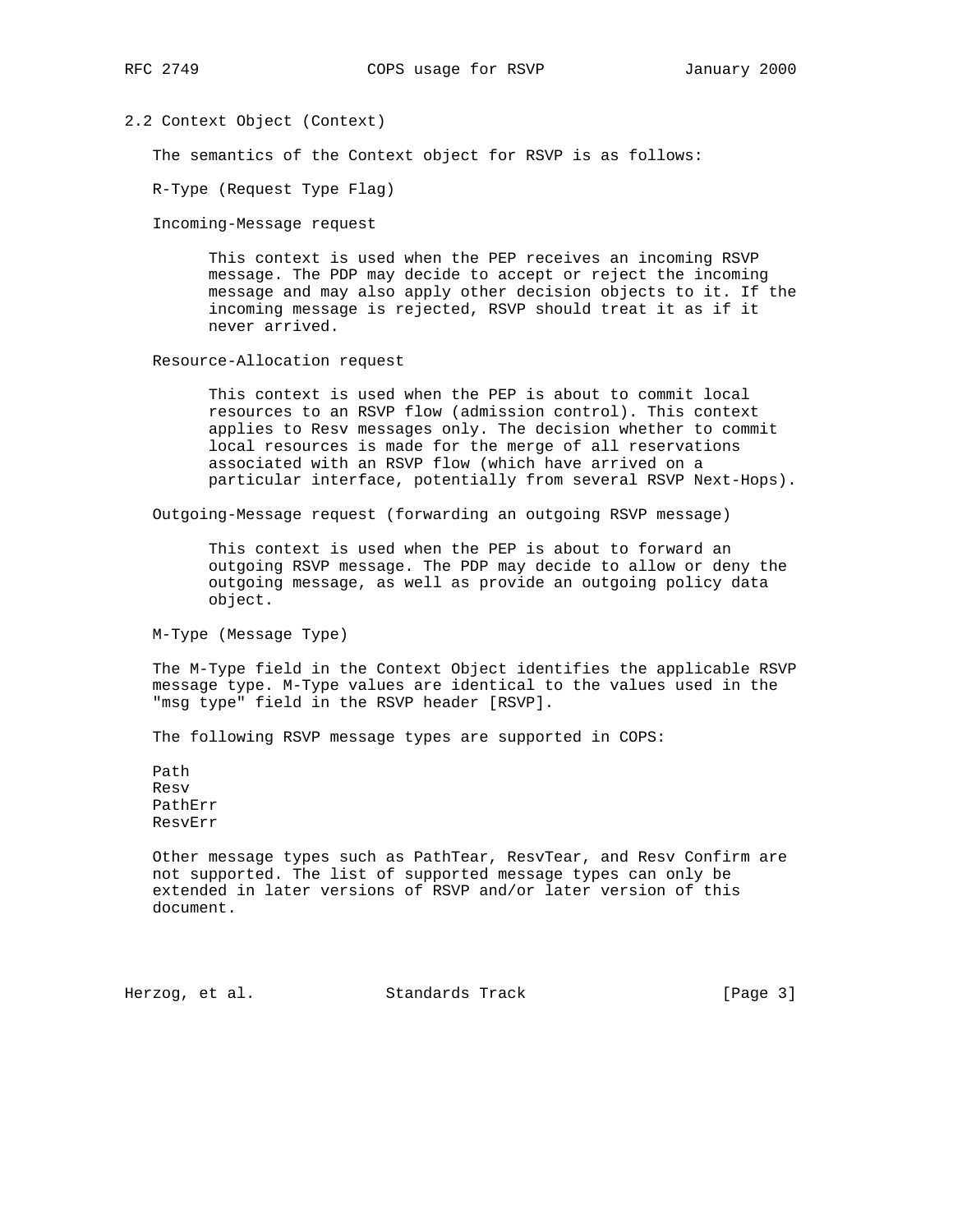## 2.2 Context Object (Context)

The semantics of the Context object for RSVP is as follows:

R-Type (Request Type Flag)

Incoming-Message request

> This context is used when the PEP receives an incoming RSVP message. The PDP may decide to accept or reject the incoming message and may also apply other decision objects to it. If the incoming message is rejected, RSVP should treat it as if it never arrived.

Resource-Allocation request

> This context is used when the PEP is about to commit local resources to an RSVP flow (admission control). This context applies to Resv messages only. The decision whether to commit local resources is made for the merge of all reservations associated with an RSVP flow (which have arrived on a particular interface, potentially from several RSVP Next-Hops).

Outgoing-Message request (forwarding an outgoing RSVP message)

> This context is used when the PEP is about to forward an outgoing RSVP message. The PDP may decide to allow or deny the outgoing message, as well as provide an outgoing policy data object.

M-Type (Message Type)

The M-Type field in the Context Object identifies the applicable RSVP message type. M-Type values are identical to the values used in the "msg type" field in the RSVP header [RSVP].

The following RSVP message types are supported in COPS:

Path
Resv
PathErr
ResvErr

Other message types such as PathTear, ResvTear, and Resv Confirm are not supported. The list of supported message types can only be extended in later versions of RSVP and/or later version of this document.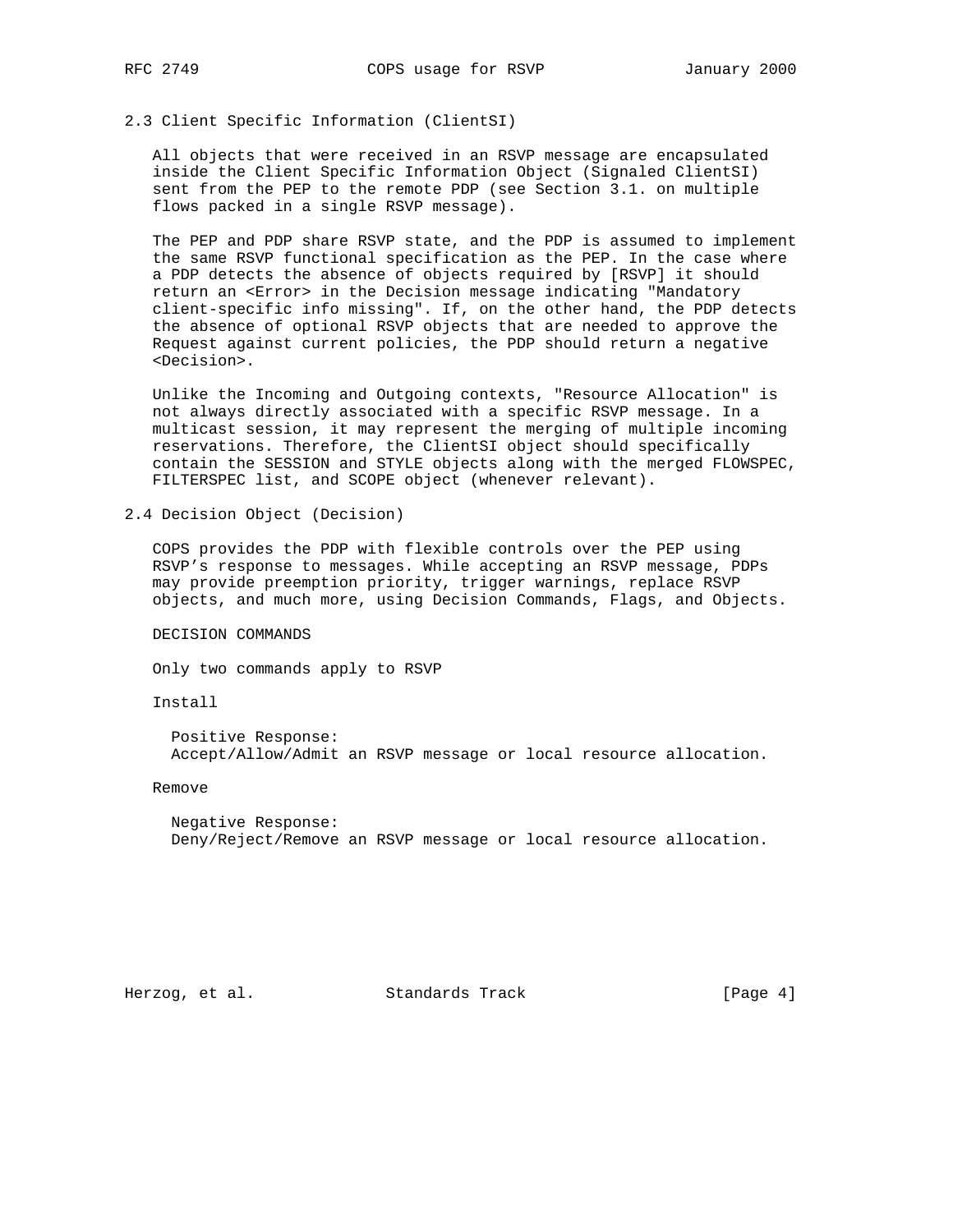### 2.3 Client Specific Information (ClientSI)

All objects that were received in an RSVP message are encapsulated inside the Client Specific Information Object (Signaled ClientSI) sent from the PEP to the remote PDP (see Section 3.1. on multiple flows packed in a single RSVP message).

The PEP and PDP share RSVP state, and the PDP is assumed to implement the same RSVP functional specification as the PEP. In the case where a PDP detects the absence of objects required by [RSVP] it should return an <Error> in the Decision message indicating "Mandatory client-specific info missing". If, on the other hand, the PDP detects the absence of optional RSVP objects that are needed to approve the Request against current policies, the PDP should return a negative <Decision>.

Unlike the Incoming and Outgoing contexts, "Resource Allocation" is not always directly associated with a specific RSVP message. In a multicast session, it may represent the merging of multiple incoming reservations. Therefore, the ClientSI object should specifically contain the SESSION and STYLE objects along with the merged FLOWSPEC, FILTERSPEC list, and SCOPE object (whenever relevant).

### 2.4 Decision Object (Decision)

COPS provides the PDP with flexible controls over the PEP using RSVP's response to messages. While accepting an RSVP message, PDPs may provide preemption priority, trigger warnings, replace RSVP objects, and much more, using Decision Commands, Flags, and Objects.

DECISION COMMANDS

Only two commands apply to RSVP

Install

Positive Response:
Accept/Allow/Admit an RSVP message or local resource allocation.

Remove

Negative Response:
Deny/Reject/Remove an RSVP message or local resource allocation.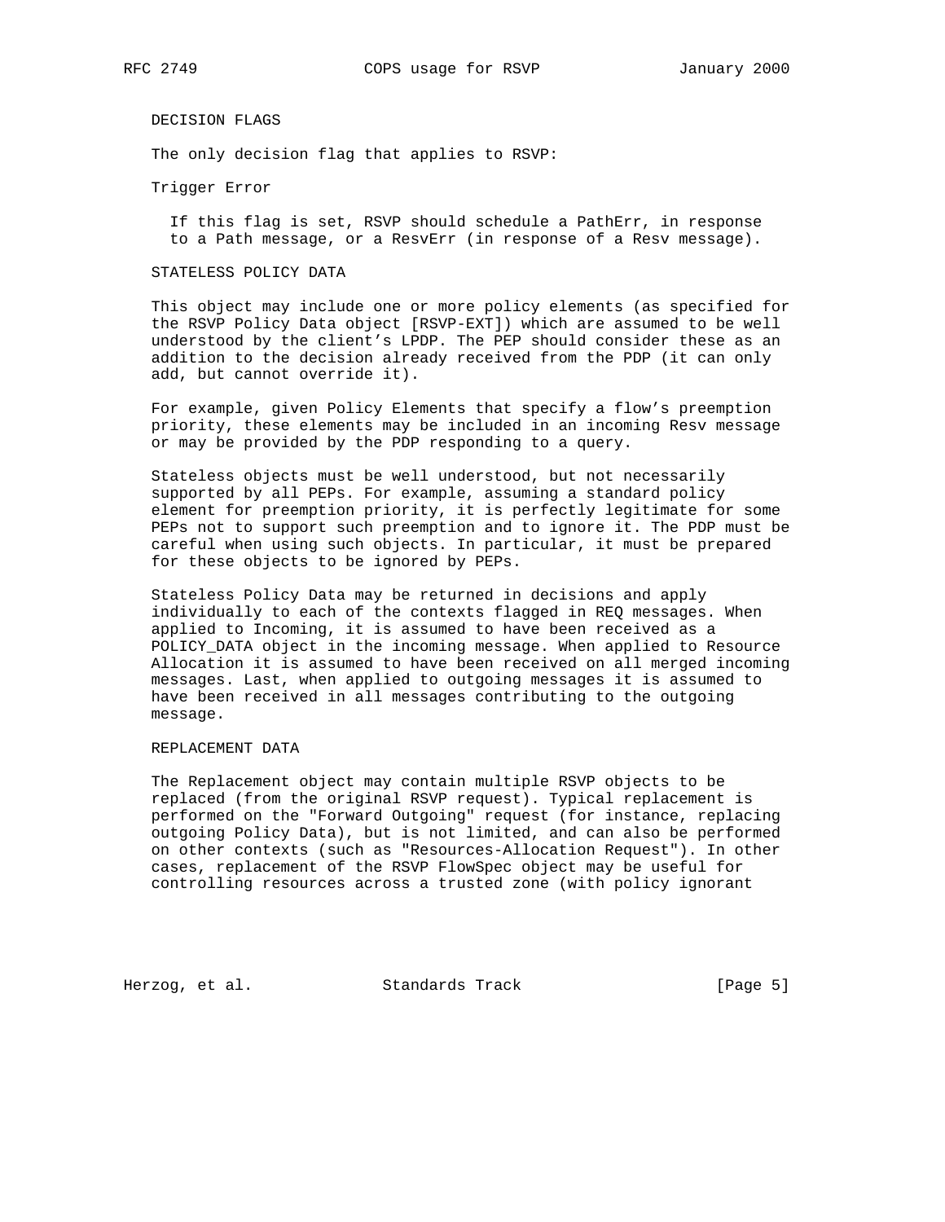DECISION FLAGS

The only decision flag that applies to RSVP:

Trigger Error

If this flag is set, RSVP should schedule a PathErr, in response to a Path message, or a ResvErr (in response of a Resv message).

STATELESS POLICY DATA

This object may include one or more policy elements (as specified for the RSVP Policy Data object [RSVP-EXT]) which are assumed to be well understood by the client's LPDP. The PEP should consider these as an addition to the decision already received from the PDP (it can only add, but cannot override it).

For example, given Policy Elements that specify a flow's preemption priority, these elements may be included in an incoming Resv message or may be provided by the PDP responding to a query.

Stateless objects must be well understood, but not necessarily supported by all PEPs. For example, assuming a standard policy element for preemption priority, it is perfectly legitimate for some PEPs not to support such preemption and to ignore it. The PDP must be careful when using such objects. In particular, it must be prepared for these objects to be ignored by PEPs.

Stateless Policy Data may be returned in decisions and apply individually to each of the contexts flagged in REQ messages. When applied to Incoming, it is assumed to have been received as a POLICY_DATA object in the incoming message. When applied to Resource Allocation it is assumed to have been received on all merged incoming messages. Last, when applied to outgoing messages it is assumed to have been received in all messages contributing to the outgoing message.

REPLACEMENT DATA

The Replacement object may contain multiple RSVP objects to be replaced (from the original RSVP request). Typical replacement is performed on the "Forward Outgoing" request (for instance, replacing outgoing Policy Data), but is not limited, and can also be performed on other contexts (such as "Resources-Allocation Request"). In other cases, replacement of the RSVP FlowSpec object may be useful for controlling resources across a trusted zone (with policy ignorant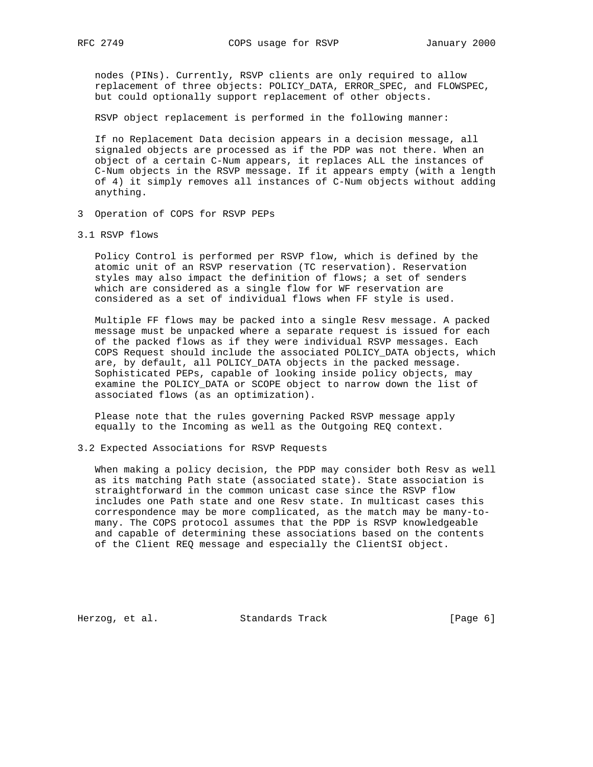nodes (PINs). Currently, RSVP clients are only required to allow replacement of three objects: POLICY_DATA, ERROR_SPEC, and FLOWSPEC, but could optionally support replacement of other objects.

RSVP object replacement is performed in the following manner:

If no Replacement Data decision appears in a decision message, all signaled objects are processed as if the PDP was not there. When an object of a certain C-Num appears, it replaces ALL the instances of C-Num objects in the RSVP message. If it appears empty (with a length of 4) it simply removes all instances of C-Num objects without adding anything.

# 3 Operation of COPS for RSVP PEPs

## 3.1 RSVP flows

Policy Control is performed per RSVP flow, which is defined by the atomic unit of an RSVP reservation (TC reservation). Reservation styles may also impact the definition of flows; a set of senders which are considered as a single flow for WF reservation are considered as a set of individual flows when FF style is used.

Multiple FF flows may be packed into a single Resv message. A packed message must be unpacked where a separate request is issued for each of the packed flows as if they were individual RSVP messages. Each COPS Request should include the associated POLICY_DATA objects, which are, by default, all POLICY_DATA objects in the packed message. Sophisticated PEPs, capable of looking inside policy objects, may examine the POLICY_DATA or SCOPE object to narrow down the list of associated flows (as an optimization).

Please note that the rules governing Packed RSVP message apply equally to the Incoming as well as the Outgoing REQ context.

## 3.2 Expected Associations for RSVP Requests

When making a policy decision, the PDP may consider both Resv as well as its matching Path state (associated state). State association is straightforward in the common unicast case since the RSVP flow includes one Path state and one Resv state. In multicast cases this correspondence may be more complicated, as the match may be many-to-many. The COPS protocol assumes that the PDP is RSVP knowledgeable and capable of determining these associations based on the contents of the Client REQ message and especially the ClientSI object.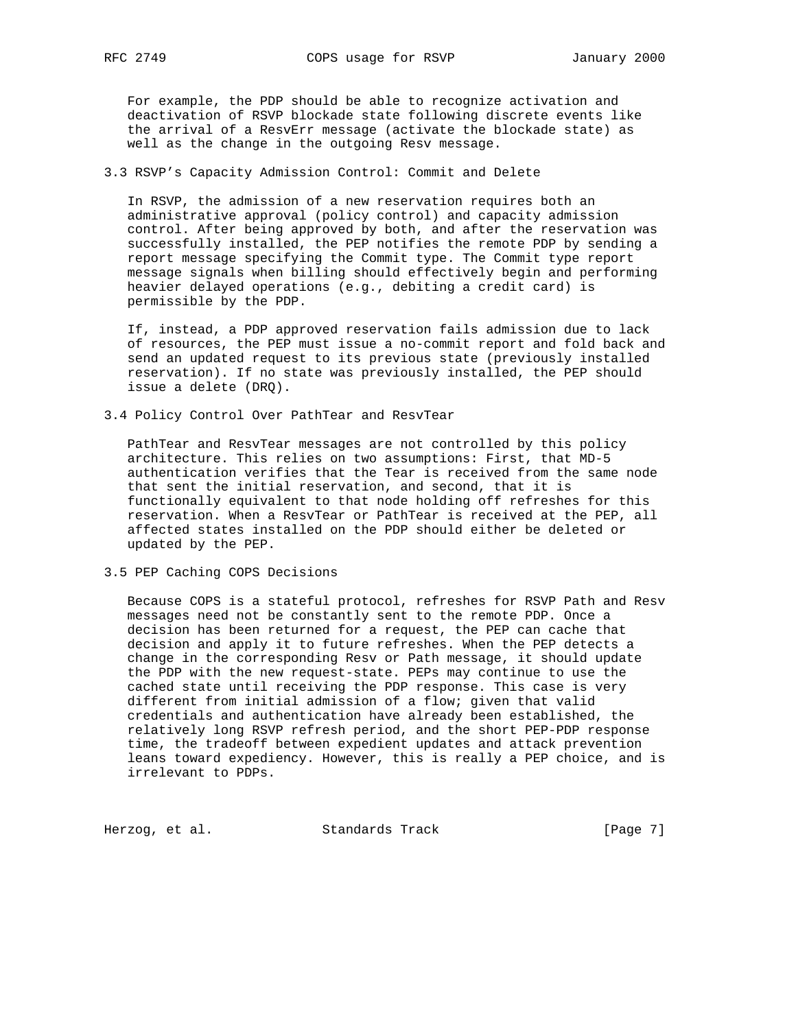For example, the PDP should be able to recognize activation and deactivation of RSVP blockade state following discrete events like the arrival of a ResvErr message (activate the blockade state) as well as the change in the outgoing Resv message.

### 3.3 RSVP's Capacity Admission Control: Commit and Delete

In RSVP, the admission of a new reservation requires both an administrative approval (policy control) and capacity admission control. After being approved by both, and after the reservation was successfully installed, the PEP notifies the remote PDP by sending a report message specifying the Commit type. The Commit type report message signals when billing should effectively begin and performing heavier delayed operations (e.g., debiting a credit card) is permissible by the PDP.

If, instead, a PDP approved reservation fails admission due to lack of resources, the PEP must issue a no-commit report and fold back and send an updated request to its previous state (previously installed reservation). If no state was previously installed, the PEP should issue a delete (DRQ).

### 3.4 Policy Control Over PathTear and ResvTear

PathTear and ResvTear messages are not controlled by this policy architecture. This relies on two assumptions: First, that MD-5 authentication verifies that the Tear is received from the same node that sent the initial reservation, and second, that it is functionally equivalent to that node holding off refreshes for this reservation. When a ResvTear or PathTear is received at the PEP, all affected states installed on the PDP should either be deleted or updated by the PEP.

### 3.5 PEP Caching COPS Decisions

Because COPS is a stateful protocol, refreshes for RSVP Path and Resv messages need not be constantly sent to the remote PDP. Once a decision has been returned for a request, the PEP can cache that decision and apply it to future refreshes. When the PEP detects a change in the corresponding Resv or Path message, it should update the PDP with the new request-state. PEPs may continue to use the cached state until receiving the PDP response. This case is very different from initial admission of a flow; given that valid credentials and authentication have already been established, the relatively long RSVP refresh period, and the short PEP-PDP response time, the tradeoff between expedient updates and attack prevention leans toward expediency. However, this is really a PEP choice, and is irrelevant to PDPs.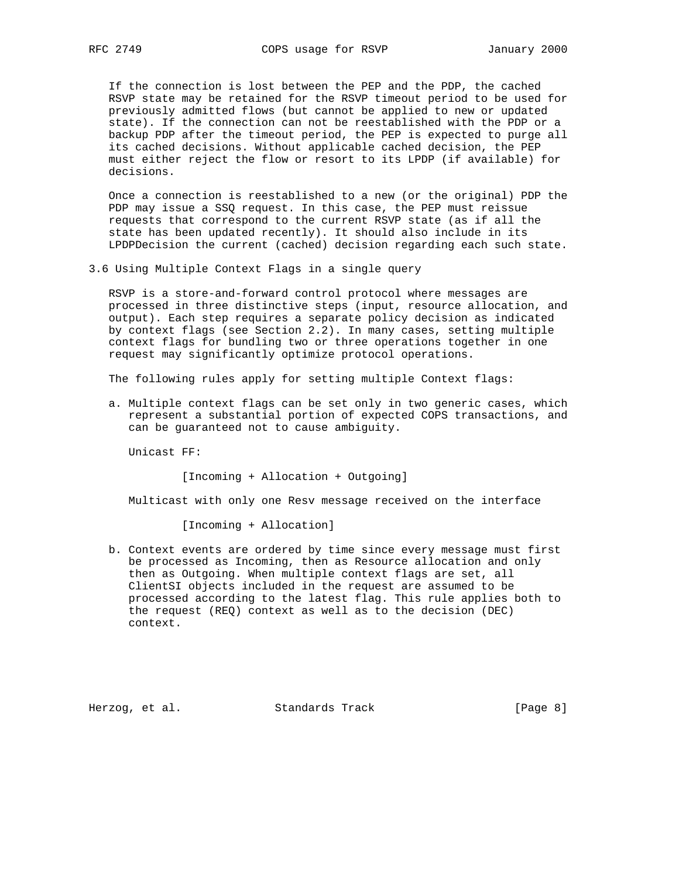If the connection is lost between the PEP and the PDP, the cached RSVP state may be retained for the RSVP timeout period to be used for previously admitted flows (but cannot be applied to new or updated state). If the connection can not be reestablished with the PDP or a backup PDP after the timeout period, the PEP is expected to purge all its cached decisions. Without applicable cached decision, the PEP must either reject the flow or resort to its LPDP (if available) for decisions.

Once a connection is reestablished to a new (or the original) PDP the PDP may issue a SSQ request. In this case, the PEP must reissue requests that correspond to the current RSVP state (as if all the state has been updated recently). It should also include in its LPDPDecision the current (cached) decision regarding each such state.

### 3.6 Using Multiple Context Flags in a single query

RSVP is a store-and-forward control protocol where messages are processed in three distinctive steps (input, resource allocation, and output). Each step requires a separate policy decision as indicated by context flags (see Section 2.2). In many cases, setting multiple context flags for bundling two or three operations together in one request may significantly optimize protocol operations.

The following rules apply for setting multiple Context flags:

a. Multiple context flags can be set only in two generic cases, which represent a substantial portion of expected COPS transactions, and can be guaranteed not to cause ambiguity.

   Unicast FF:

   [Incoming + Allocation + Outgoing]

   Multicast with only one Resv message received on the interface

   [Incoming + Allocation]

b. Context events are ordered by time since every message must first be processed as Incoming, then as Resource allocation and only then as Outgoing. When multiple context flags are set, all ClientSI objects included in the request are assumed to be processed according to the latest flag. This rule applies both to the request (REQ) context as well as to the decision (DEC) context.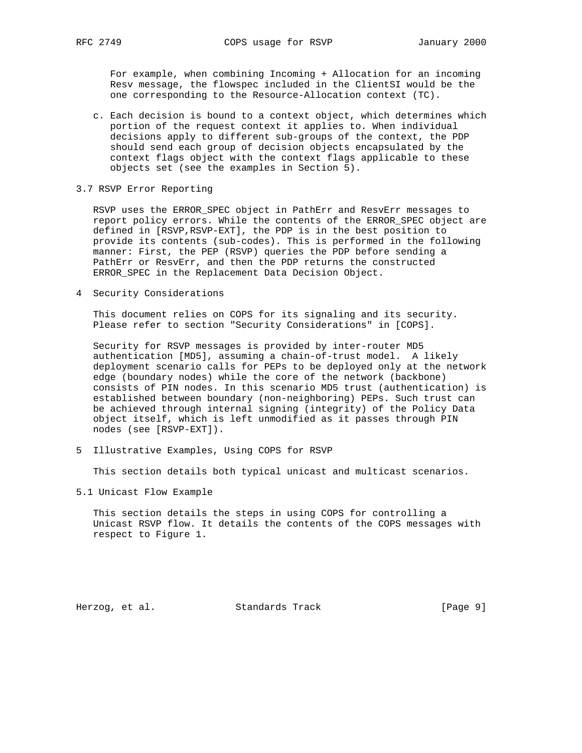For example, when combining Incoming + Allocation for an incoming Resv message, the flowspec included in the ClientSI would be the one corresponding to the Resource-Allocation context (TC).

c. Each decision is bound to a context object, which determines which portion of the request context it applies to. When individual decisions apply to different sub-groups of the context, the PDP should send each group of decision objects encapsulated by the context flags object with the context flags applicable to these objects set (see the examples in Section 5).

### 3.7 RSVP Error Reporting

RSVP uses the ERROR_SPEC object in PathErr and ResvErr messages to report policy errors. While the contents of the ERROR_SPEC object are defined in [RSVP,RSVP-EXT], the PDP is in the best position to provide its contents (sub-codes). This is performed in the following manner: First, the PEP (RSVP) queries the PDP before sending a PathErr or ResvErr, and then the PDP returns the constructed ERROR_SPEC in the Replacement Data Decision Object.

## 4 Security Considerations

This document relies on COPS for its signaling and its security. Please refer to section "Security Considerations" in [COPS].

Security for RSVP messages is provided by inter-router MD5 authentication [MD5], assuming a chain-of-trust model. A likely deployment scenario calls for PEPs to be deployed only at the network edge (boundary nodes) while the core of the network (backbone) consists of PIN nodes. In this scenario MD5 trust (authentication) is established between boundary (non-neighboring) PEPs. Such trust can be achieved through internal signing (integrity) of the Policy Data object itself, which is left unmodified as it passes through PIN nodes (see [RSVP-EXT]).

## 5 Illustrative Examples, Using COPS for RSVP

This section details both typical unicast and multicast scenarios.

### 5.1 Unicast Flow Example

This section details the steps in using COPS for controlling a Unicast RSVP flow. It details the contents of the COPS messages with respect to Figure 1.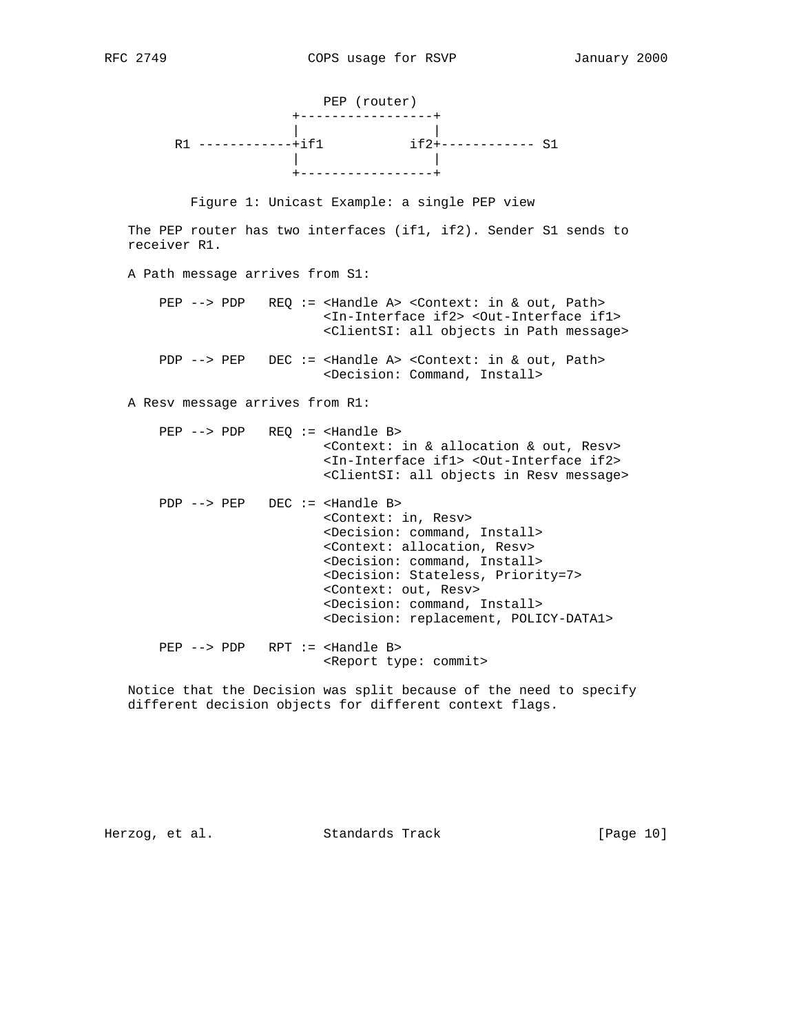```
                       PEP (router)
                    +-----------------+
                    |                 |
     R1 ------------+if1           if2+------------ S1
                    |                 |
                    +-----------------+
```

Figure 1: Unicast Example: a single PEP view

The PEP router has two interfaces (if1, if2). Sender S1 sends to receiver R1.

A Path message arrives from S1:

```
PEP --> PDP   REQ := <Handle A> <Context: in & out, Path>
                     <In-Interface if2> <Out-Interface if1>
                     <ClientSI: all objects in Path message>

PDP --> PEP   DEC := <Handle A> <Context: in & out, Path>
                     <Decision: Command, Install>
```

A Resv message arrives from R1:

```
PEP --> PDP   REQ := <Handle B>
                     <Context: in & allocation & out, Resv>
                     <In-Interface if1> <Out-Interface if2>
                     <ClientSI: all objects in Resv message>

PDP --> PEP   DEC := <Handle B>
                     <Context: in, Resv>
                     <Decision: command, Install>
                     <Context: allocation, Resv>
                     <Decision: command, Install>
                     <Decision: Stateless, Priority=7>
                     <Context: out, Resv>
                     <Decision: command, Install>
                     <Decision: replacement, POLICY-DATA1>

PEP --> PDP   RPT := <Handle B>
                     <Report type: commit>
```

Notice that the Decision was split because of the need to specify different decision objects for different context flags.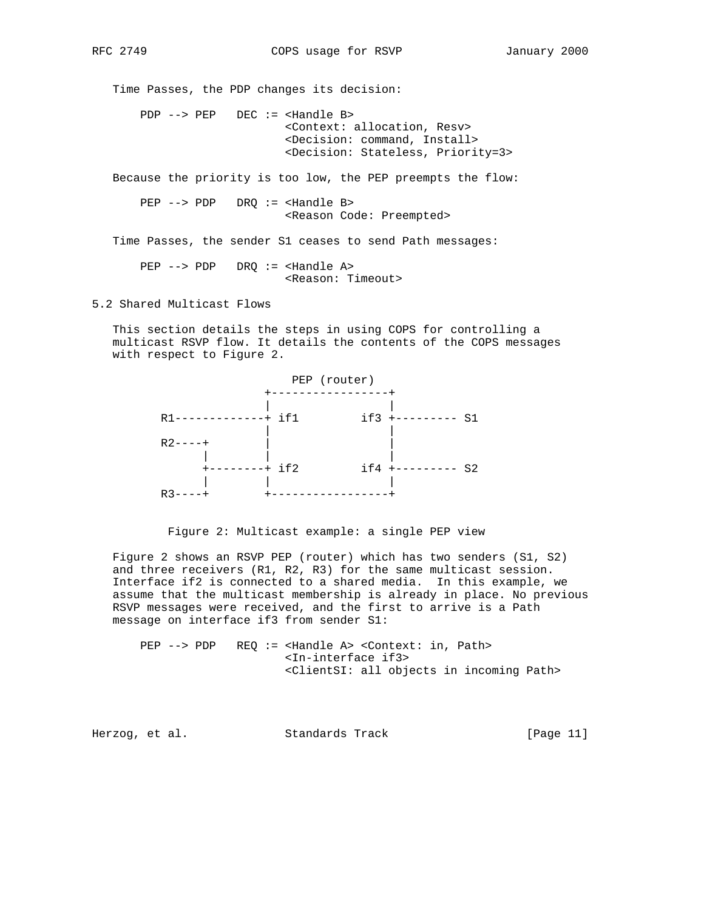Time Passes, the PDP changes its decision:

```
PDP --> PEP   DEC := <Handle B>
                     <Context: allocation, Resv>
                     <Decision: command, Install>
                     <Decision: Stateless, Priority=3>
```

Because the priority is too low, the PEP preempts the flow:

```
PEP --> PDP   DRQ := <Handle B>
                     <Reason Code: Preempted>
```

Time Passes, the sender S1 ceases to send Path messages:

```
PEP --> PDP   DRQ := <Handle A>
                     <Reason: Timeout>
```

## 5.2 Shared Multicast Flows

This section details the steps in using COPS for controlling a multicast RSVP flow. It details the contents of the COPS messages with respect to Figure 2.

```
                        PEP (router)
                 +-----------------+
                 |                 |
   R1------------+ if1         if3 +--------- S1
                 |                 |
   R2----+       |                 |
         |       |                 |
         +-------+ if2         if4 +--------- S2
         |       |                 |
   R3----+       +-----------------+
```

Figure 2: Multicast example: a single PEP view

Figure 2 shows an RSVP PEP (router) which has two senders (S1, S2) and three receivers (R1, R2, R3) for the same multicast session. Interface if2 is connected to a shared media. In this example, we assume that the multicast membership is already in place. No previous RSVP messages were received, and the first to arrive is a Path message on interface if3 from sender S1:

```
PEP --> PDP   REQ := <Handle A> <Context: in, Path>
                     <In-interface if3>
                     <ClientSI: all objects in incoming Path>
```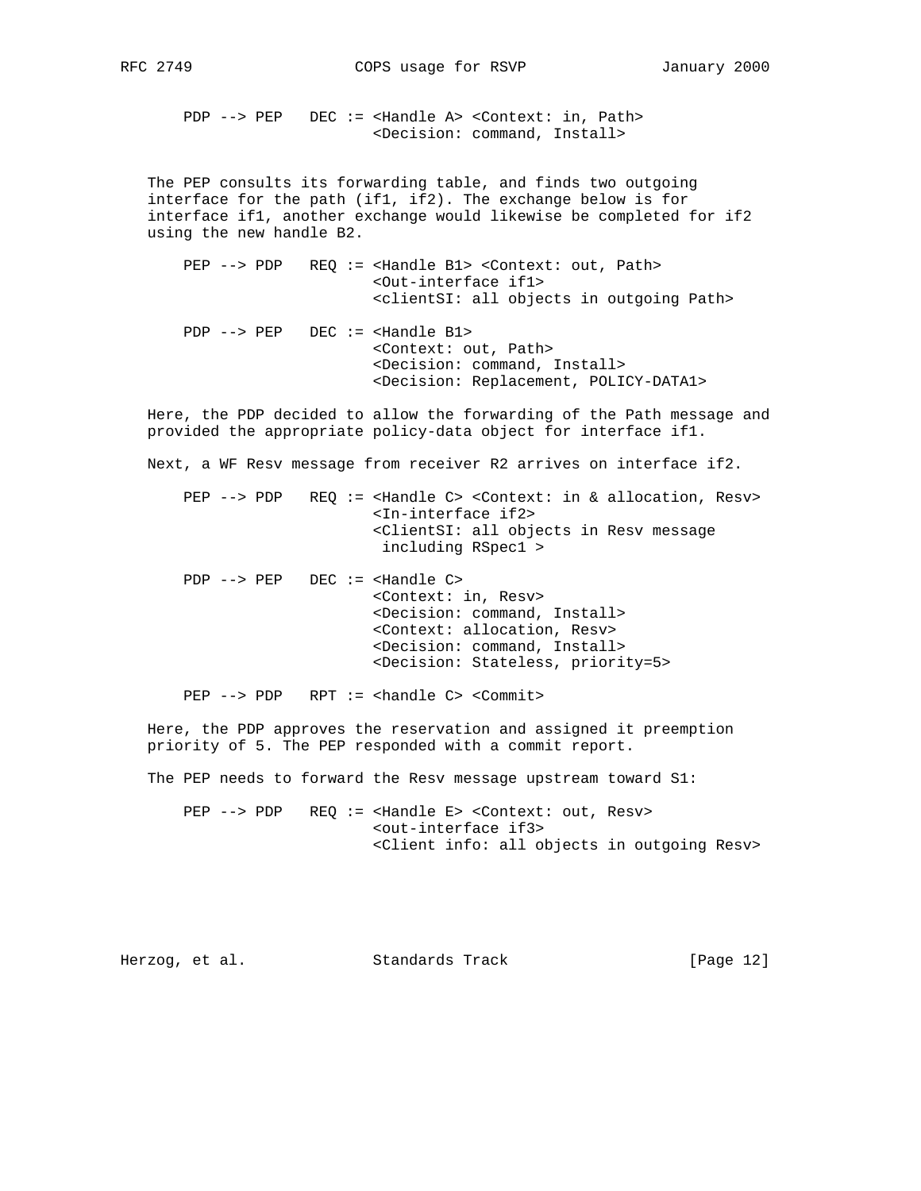```
PDP --> PEP   DEC := <Handle A> <Context: in, Path>
                     <Decision: command, Install>
```

The PEP consults its forwarding table, and finds two outgoing interface for the path (if1, if2). The exchange below is for interface if1, another exchange would likewise be completed for if2 using the new handle B2.

```
PEP --> PDP   REQ := <Handle B1> <Context: out, Path>
                     <Out-interface if1>
                     <clientSI: all objects in outgoing Path>

PDP --> PEP   DEC := <Handle B1>
                     <Context: out, Path>
                     <Decision: command, Install>
                     <Decision: Replacement, POLICY-DATA1>
```

Here, the PDP decided to allow the forwarding of the Path message and provided the appropriate policy-data object for interface if1.

Next, a WF Resv message from receiver R2 arrives on interface if2.

```
PEP --> PDP   REQ := <Handle C> <Context: in & allocation, Resv>
                     <In-interface if2>
                     <ClientSI: all objects in Resv message
                      including RSpec1 >

PDP --> PEP   DEC := <Handle C>
                     <Context: in, Resv>
                     <Decision: command, Install>
                     <Context: allocation, Resv>
                     <Decision: command, Install>
                     <Decision: Stateless, priority=5>

PEP --> PDP   RPT := <handle C> <Commit>
```

Here, the PDP approves the reservation and assigned it preemption priority of 5. The PEP responded with a commit report.

The PEP needs to forward the Resv message upstream toward S1:

```
PEP --> PDP   REQ := <Handle E> <Context: out, Resv>
                     <out-interface if3>
                     <Client info: all objects in outgoing Resv>
```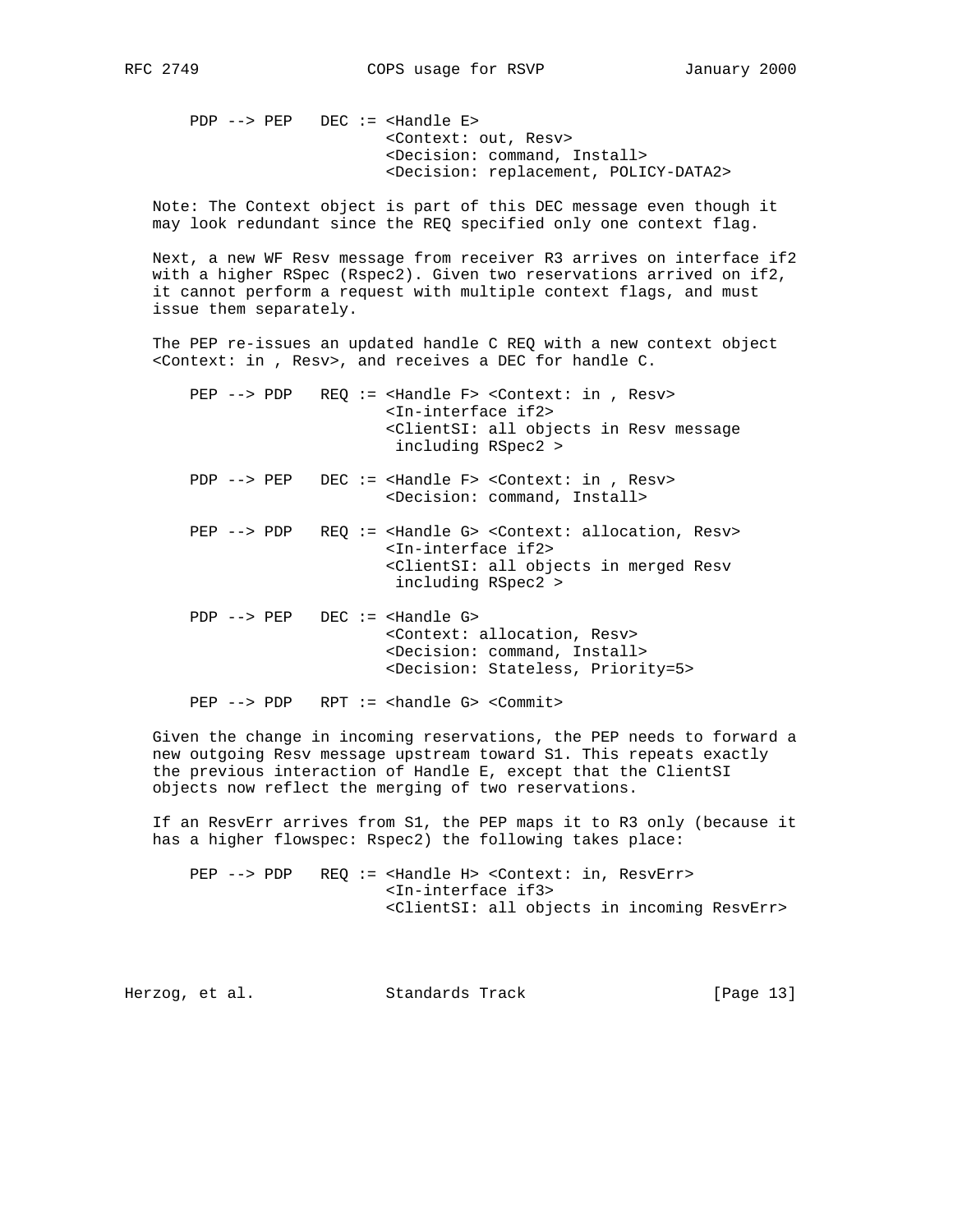```
PDP --> PEP   DEC := <Handle E>
                     <Context: out, Resv>
                     <Decision: command, Install>
                     <Decision: replacement, POLICY-DATA2>
```

Note: The Context object is part of this DEC message even though it may look redundant since the REQ specified only one context flag.

Next, a new WF Resv message from receiver R3 arrives on interface if2 with a higher RSpec (Rspec2). Given two reservations arrived on if2, it cannot perform a request with multiple context flags, and must issue them separately.

The PEP re-issues an updated handle C REQ with a new context object <Context: in , Resv>, and receives a DEC for handle C.

```
PEP --> PDP   REQ := <Handle F> <Context: in , Resv>
                     <In-interface if2>
                     <ClientSI: all objects in Resv message
                      including RSpec2 >

PDP --> PEP   DEC := <Handle F> <Context: in , Resv>
                     <Decision: command, Install>

PEP --> PDP   REQ := <Handle G> <Context: allocation, Resv>
                     <In-interface if2>
                     <ClientSI: all objects in merged Resv
                      including RSpec2 >

PDP --> PEP   DEC := <Handle G>
                     <Context: allocation, Resv>
                     <Decision: command, Install>
                     <Decision: Stateless, Priority=5>

PEP --> PDP   RPT := <handle G> <Commit>
```

Given the change in incoming reservations, the PEP needs to forward a new outgoing Resv message upstream toward S1. This repeats exactly the previous interaction of Handle E, except that the ClientSI objects now reflect the merging of two reservations.

If an ResvErr arrives from S1, the PEP maps it to R3 only (because it has a higher flowspec: Rspec2) the following takes place:

```
PEP --> PDP   REQ := <Handle H> <Context: in, ResvErr>
                     <In-interface if3>
                     <ClientSI: all objects in incoming ResvErr>
```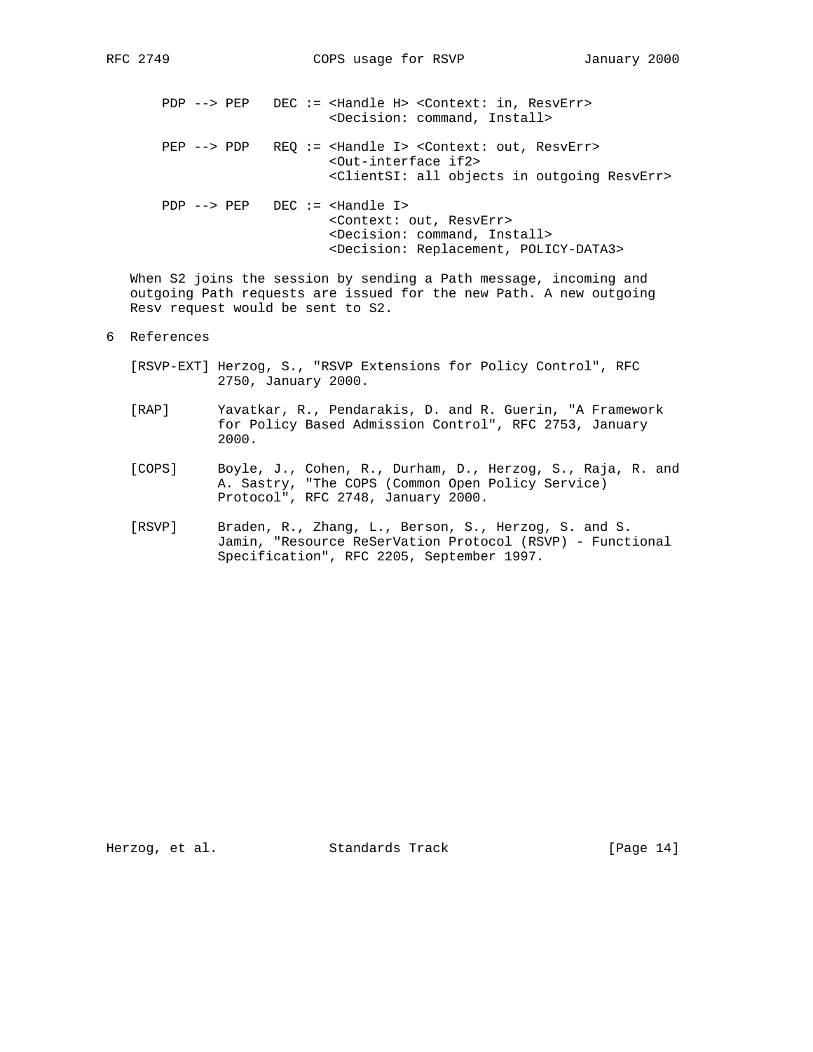```
PDP --> PEP   DEC := <Handle H> <Context: in, ResvErr>
                     <Decision: command, Install>

PEP --> PDP   REQ := <Handle I> <Context: out, ResvErr>
                     <Out-interface if2>
                     <ClientSI: all objects in outgoing ResvErr>

PDP --> PEP   DEC := <Handle I>
                     <Context: out, ResvErr>
                     <Decision: command, Install>
                     <Decision: Replacement, POLICY-DATA3>
```

When S2 joins the session by sending a Path message, incoming and outgoing Path requests are issued for the new Path. A new outgoing Resv request would be sent to S2.

## 6 References

[RSVP-EXT] Herzog, S., "RSVP Extensions for Policy Control", RFC 2750, January 2000.

[RAP] Yavatkar, R., Pendarakis, D. and R. Guerin, "A Framework for Policy Based Admission Control", RFC 2753, January 2000.

[COPS] Boyle, J., Cohen, R., Durham, D., Herzog, S., Raja, R. and A. Sastry, "The COPS (Common Open Policy Service) Protocol", RFC 2748, January 2000.

[RSVP] Braden, R., Zhang, L., Berson, S., Herzog, S. and S. Jamin, "Resource ReSerVation Protocol (RSVP) - Functional Specification", RFC 2205, September 1997.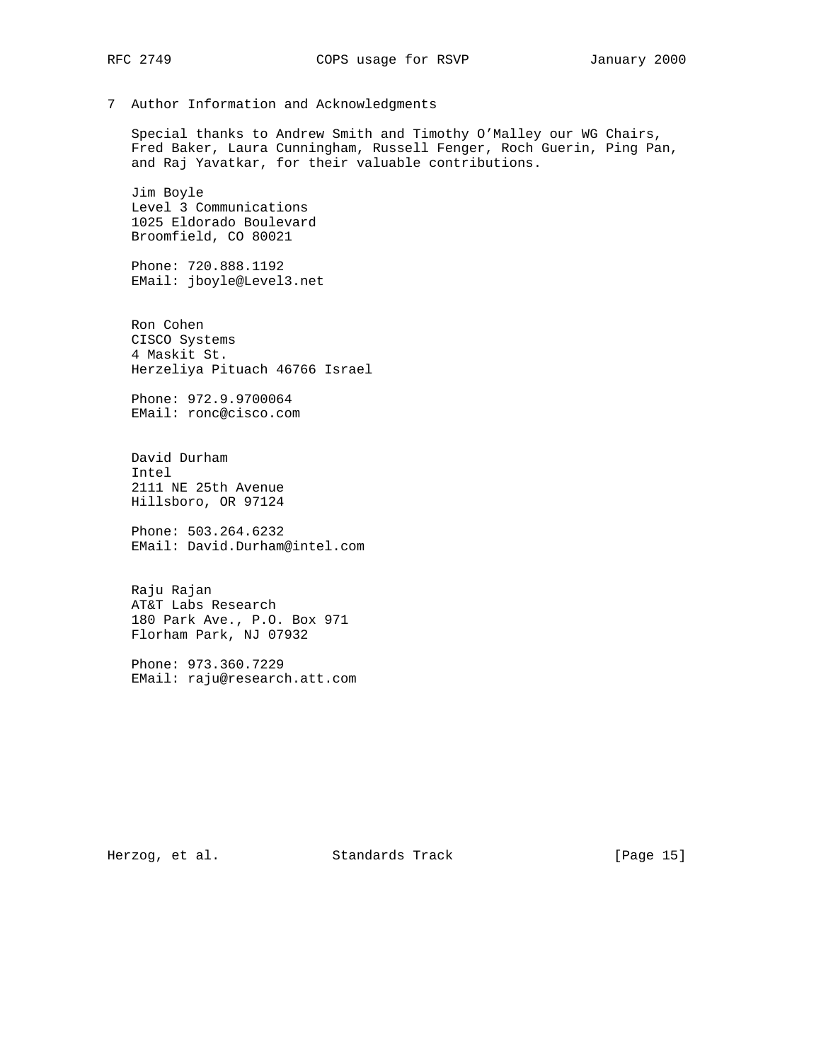## 7 Author Information and Acknowledgments

Special thanks to Andrew Smith and Timothy O'Malley our WG Chairs, Fred Baker, Laura Cunningham, Russell Fenger, Roch Guerin, Ping Pan, and Raj Yavatkar, for their valuable contributions.

Jim Boyle
Level 3 Communications
1025 Eldorado Boulevard
Broomfield, CO 80021

Phone: 720.888.1192
EMail: jboyle@Level3.net

Ron Cohen
CISCO Systems
4 Maskit St.
Herzeliya Pituach 46766 Israel

Phone: 972.9.9700064
EMail: ronc@cisco.com

David Durham
Intel
2111 NE 25th Avenue
Hillsboro, OR 97124

Phone: 503.264.6232
EMail: David.Durham@intel.com

Raju Rajan
AT&T Labs Research
180 Park Ave., P.O. Box 971
Florham Park, NJ 07932

Phone: 973.360.7229
EMail: raju@research.att.com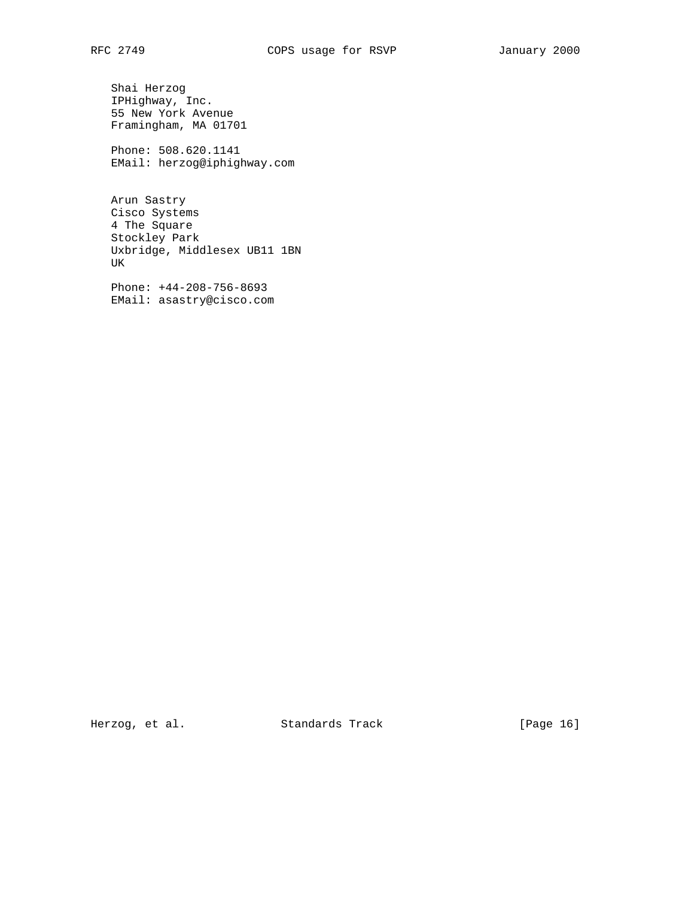Shai Herzog
IPHighway, Inc.
55 New York Avenue
Framingham, MA 01701

Phone: 508.620.1141
EMail: herzog@iphighway.com

Arun Sastry
Cisco Systems
4 The Square
Stockley Park
Uxbridge, Middlesex UB11 1BN
UK

Phone: +44-208-756-8693
EMail: asastry@cisco.com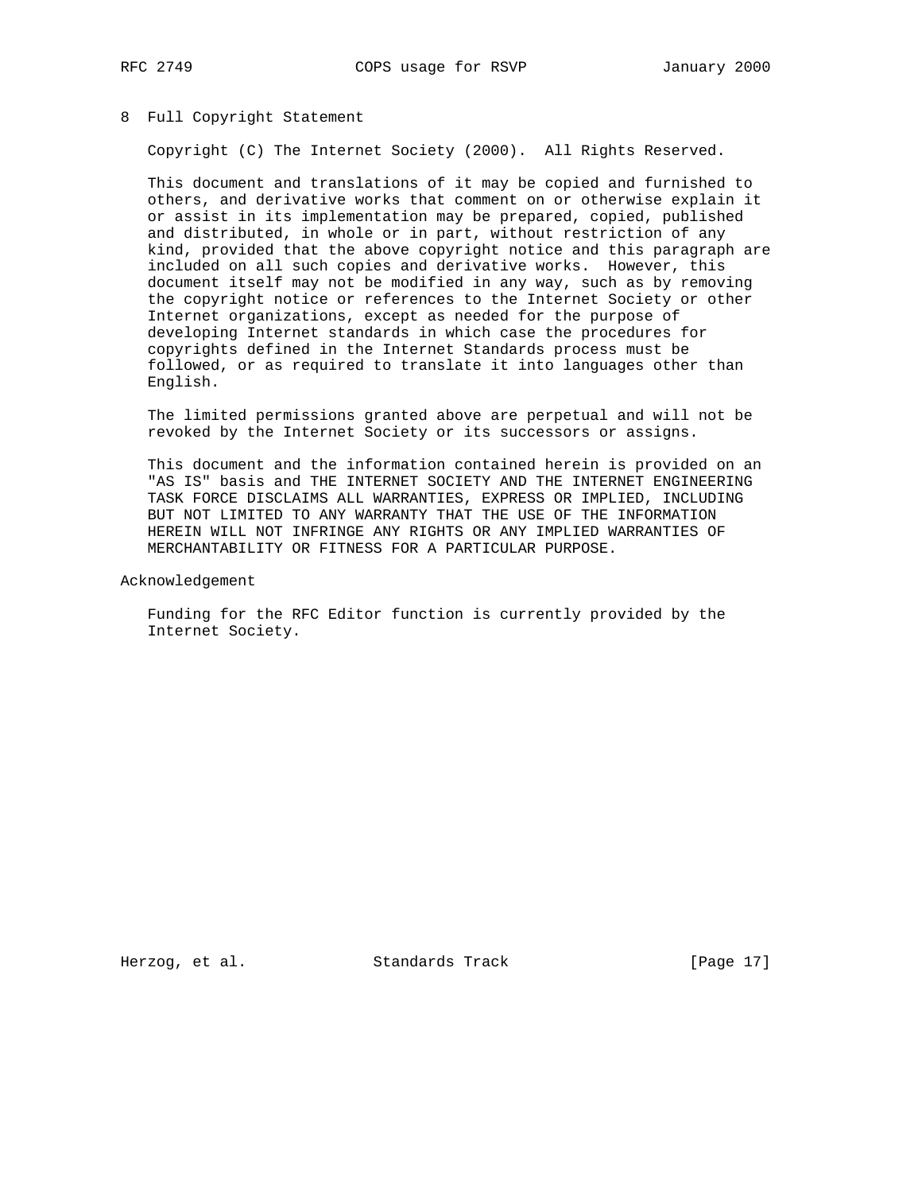## 8 Full Copyright Statement

Copyright (C) The Internet Society (2000). All Rights Reserved.

This document and translations of it may be copied and furnished to others, and derivative works that comment on or otherwise explain it or assist in its implementation may be prepared, copied, published and distributed, in whole or in part, without restriction of any kind, provided that the above copyright notice and this paragraph are included on all such copies and derivative works. However, this document itself may not be modified in any way, such as by removing the copyright notice or references to the Internet Society or other Internet organizations, except as needed for the purpose of developing Internet standards in which case the procedures for copyrights defined in the Internet Standards process must be followed, or as required to translate it into languages other than English.

The limited permissions granted above are perpetual and will not be revoked by the Internet Society or its successors or assigns.

This document and the information contained herein is provided on an "AS IS" basis and THE INTERNET SOCIETY AND THE INTERNET ENGINEERING TASK FORCE DISCLAIMS ALL WARRANTIES, EXPRESS OR IMPLIED, INCLUDING BUT NOT LIMITED TO ANY WARRANTY THAT THE USE OF THE INFORMATION HEREIN WILL NOT INFRINGE ANY RIGHTS OR ANY IMPLIED WARRANTIES OF MERCHANTABILITY OR FITNESS FOR A PARTICULAR PURPOSE.

## Acknowledgement

Funding for the RFC Editor function is currently provided by the Internet Society.